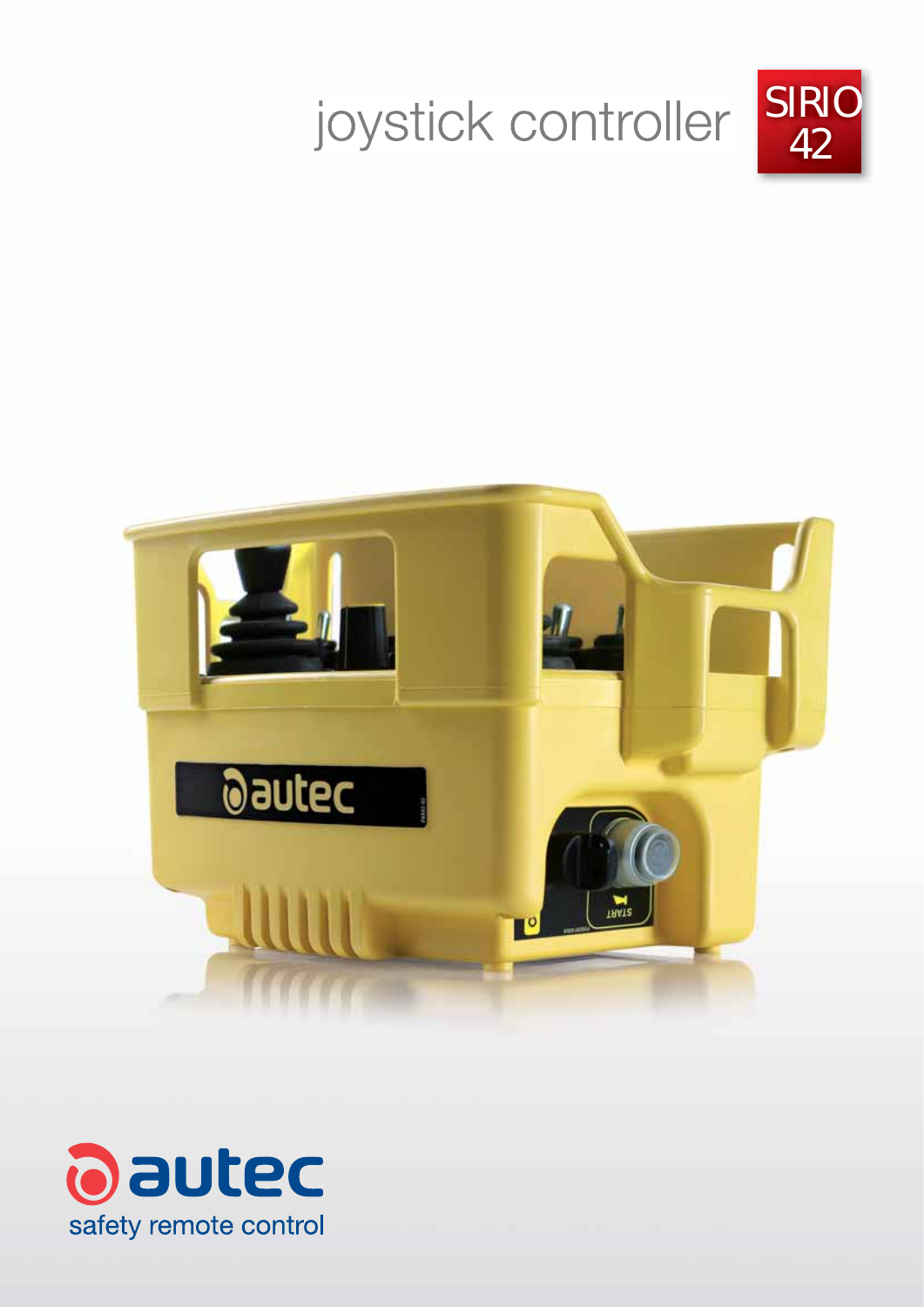# joystick controller SIRIO 42

autec

safety remote control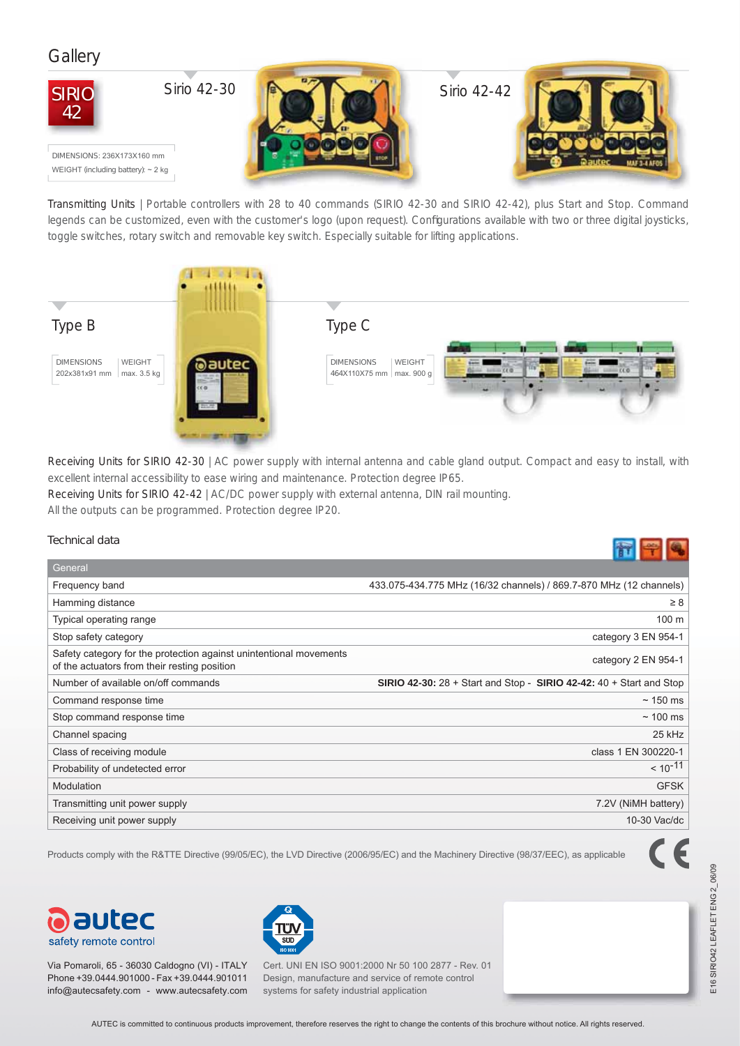## Gallery

SIRIO 42

DIMENSIONS: 236X173X160 mm
WEIGHT (including battery): ~ 2 kg

### Sirio 42-30

### Sirio 42-42

Transmitting Units | Portable controllers with 28 to 40 commands (SIRIO 42-30 and SIRIO 42-42), plus Start and Stop. Command legends can be customized, even with the customer's logo (upon request). Configurations available with two or three digital joysticks, toggle switches, rotary switch and removable key switch. Especially suitable for lifting applications.

### Type B

| DIMENSIONS | WEIGHT |
|---|---|
| 202x381x91 mm | max. 3.5 kg |

### Type C

| DIMENSIONS | WEIGHT |
|---|---|
| 464X110X75 mm | max. 900 g |

Receiving Units for SIRIO 42-30 | AC power supply with internal antenna and cable gland output. Compact and easy to install, with excellent internal accessibility to ease wiring and maintenance. Protection degree IP65.
Receiving Units for SIRIO 42-42 | AC/DC power supply with external antenna, DIN rail mounting.
All the outputs can be programmed. Protection degree IP20.

### Technical data

| General | |
|---|---|
| Frequency band | 433.075-434.775 MHz (16/32 channels) / 869.7-870 MHz (12 channels) |
| Hamming distance | ≥ 8 |
| Typical operating range | 100 m |
| Stop safety category | category 3 EN 954-1 |
| Safety category for the protection against unintentional movements of the actuators from their resting position | category 2 EN 954-1 |
| Number of available on/off commands | **SIRIO 42-30:** 28 + Start and Stop - **SIRIO 42-42:** 40 + Start and Stop |
| Command response time | ~ 150 ms |
| Stop command response time | ~ 100 ms |
| Channel spacing | 25 kHz |
| Class of receiving module | class 1 EN 300220-1 |
| Probability of undetected error | $< 10^{-11}$ |
| Modulation | GFSK |
| Transmitting unit power supply | 7.2V (NiMH battery) |
| Receiving unit power supply | 10-30 Vac/dc |

Products comply with the R&TTE Directive (99/05/EC), the LVD Directive (2006/95/EC) and the Machinery Directive (98/37/EEC), as applicable

autec safety remote control

Via Pomaroli, 65 - 36030 Caldogno (VI) - ITALY
Phone +39.0444.901000 - Fax +39.0444.901011
info@autecsafety.com - www.autecsafety.com

Cert. UNI EN ISO 9001:2000 Nr 50 100 2877 - Rev. 01
Design, manufacture and service of remote control systems for safety industrial application

E16 SIRIO42 LEAFLET ENG 2_06/09

AUTEC is committed to continuous products improvement, therefore reserves the right to change the contents of this brochure without notice. All rights reserved.